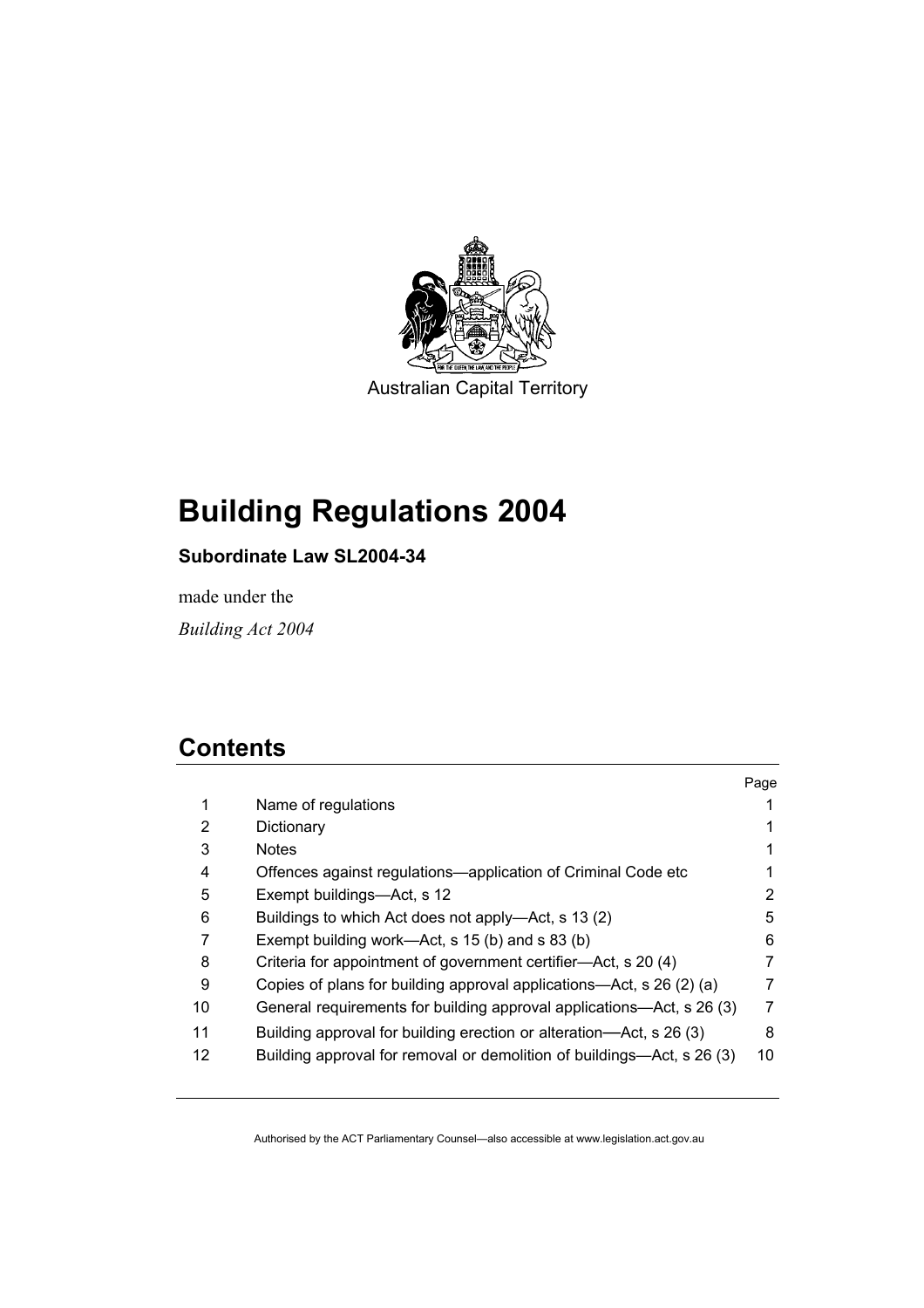Australian Capital Territory

# Building Regulations 2004

**Subordinate Law SL2004-34**

made under the

*Building Act 2004*

## Contents

| | | Page |
|---|---|---|
| 1 | Name of regulations | 1 |
| 2 | Dictionary | 1 |
| 3 | Notes | 1 |
| 4 | Offences against regulations—application of Criminal Code etc | 1 |
| 5 | Exempt buildings—Act, s 12 | 2 |
| 6 | Buildings to which Act does not apply—Act, s 13 (2) | 5 |
| 7 | Exempt building work—Act, s 15 (b) and s 83 (b) | 6 |
| 8 | Criteria for appointment of government certifier—Act, s 20 (4) | 7 |
| 9 | Copies of plans for building approval applications—Act, s 26 (2) (a) | 7 |
| 10 | General requirements for building approval applications—Act, s 26 (3) | 7 |
| 11 | Building approval for building erection or alteration—Act, s 26 (3) | 8 |
| 12 | Building approval for removal or demolition of buildings—Act, s 26 (3) | 10 |

Authorised by the ACT Parliamentary Counsel—also accessible at www.legislation.act.gov.au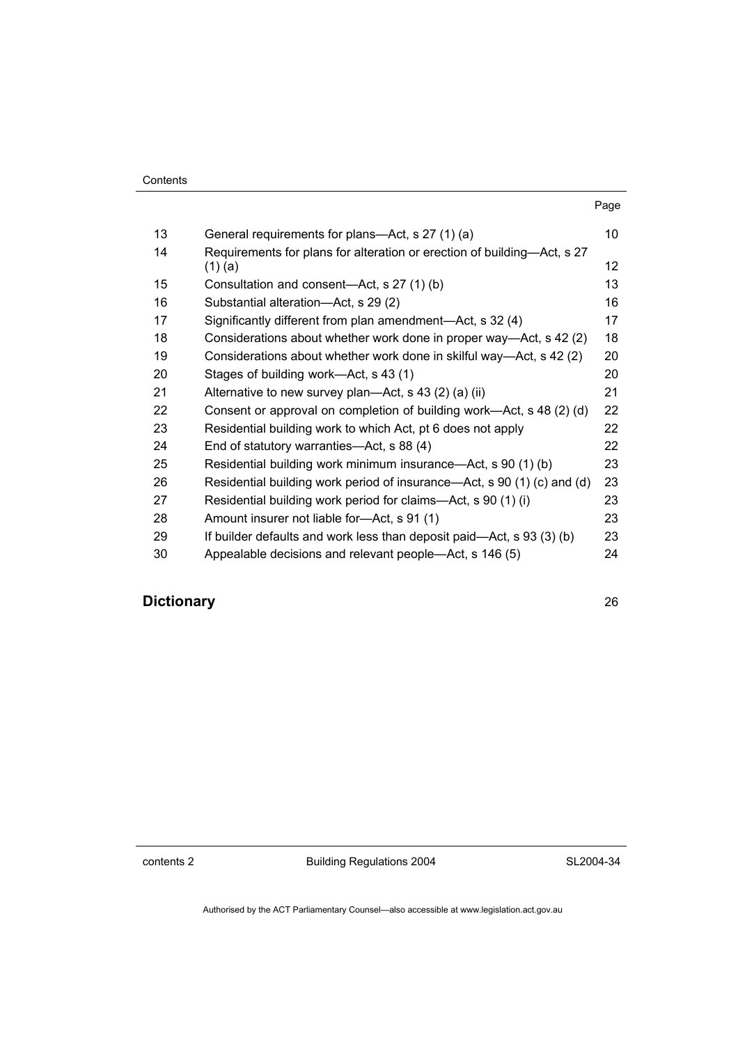| | | Page |
|---|---|---|
| 13 | General requirements for plans—Act, s 27 (1) (a) | 10 |
| 14 | Requirements for plans for alteration or erection of building—Act, s 27 (1) (a) | 12 |
| 15 | Consultation and consent—Act, s 27 (1) (b) | 13 |
| 16 | Substantial alteration—Act, s 29 (2) | 16 |
| 17 | Significantly different from plan amendment—Act, s 32 (4) | 17 |
| 18 | Considerations about whether work done in proper way—Act, s 42 (2) | 18 |
| 19 | Considerations about whether work done in skilful way—Act, s 42 (2) | 20 |
| 20 | Stages of building work—Act, s 43 (1) | 20 |
| 21 | Alternative to new survey plan—Act, s 43 (2) (a) (ii) | 21 |
| 22 | Consent or approval on completion of building work—Act, s 48 (2) (d) | 22 |
| 23 | Residential building work to which Act, pt 6 does not apply | 22 |
| 24 | End of statutory warranties—Act, s 88 (4) | 22 |
| 25 | Residential building work minimum insurance—Act, s 90 (1) (b) | 23 |
| 26 | Residential building work period of insurance—Act, s 90 (1) (c) and (d) | 23 |
| 27 | Residential building work period for claims—Act, s 90 (1) (i) | 23 |
| 28 | Amount insurer not liable for—Act, s 91 (1) | 23 |
| 29 | If builder defaults and work less than deposit paid—Act, s 93 (3) (b) | 23 |
| 30 | Appealable decisions and relevant people—Act, s 146 (5) | 24 |

**Dictionary** 26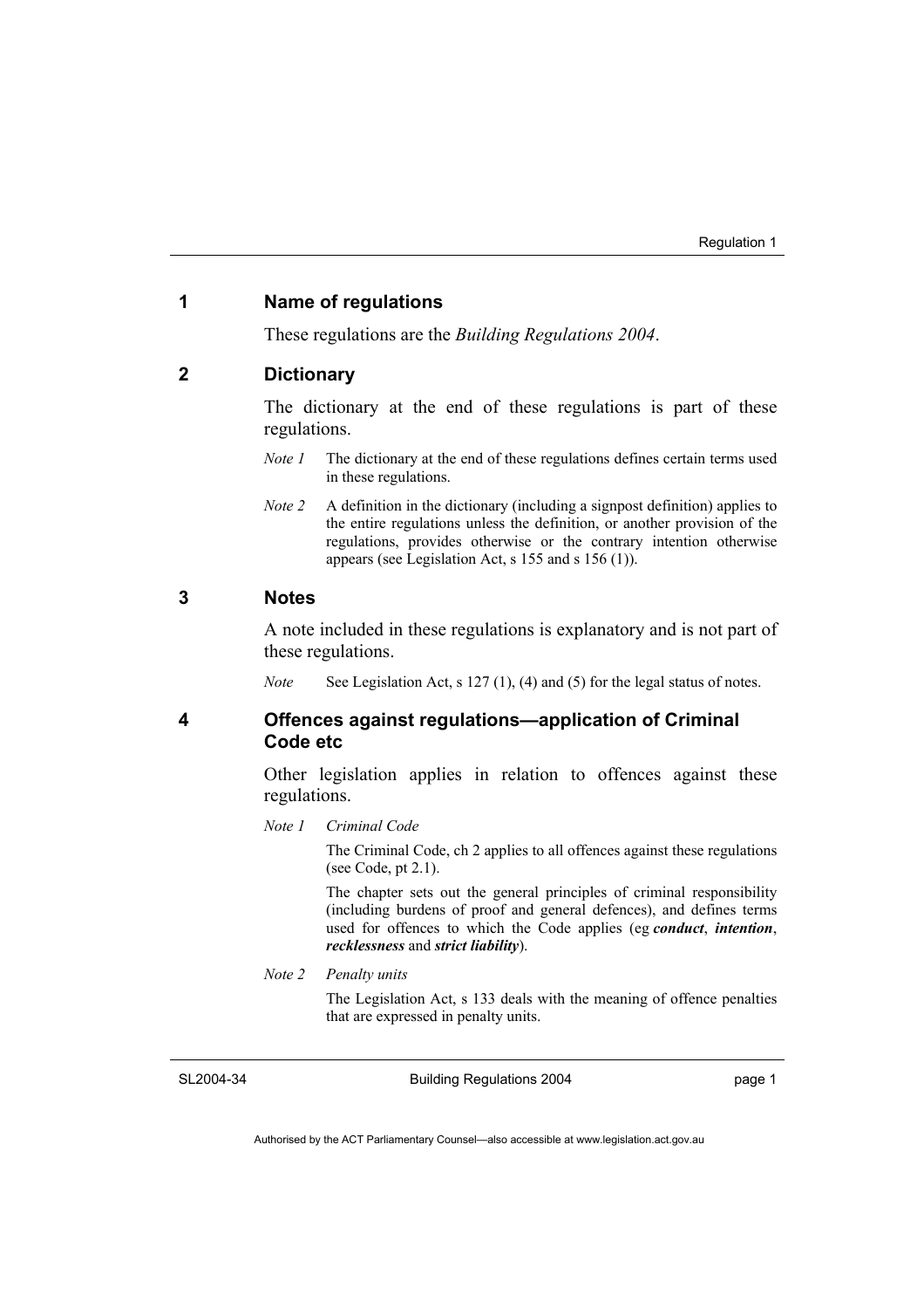## 1 Name of regulations

These regulations are the *Building Regulations 2004*.

## 2 Dictionary

The dictionary at the end of these regulations is part of these regulations.

*Note 1* The dictionary at the end of these regulations defines certain terms used in these regulations.

*Note 2* A definition in the dictionary (including a signpost definition) applies to the entire regulations unless the definition, or another provision of the regulations, provides otherwise or the contrary intention otherwise appears (see Legislation Act, s 155 and s 156 (1)).

## 3 Notes

A note included in these regulations is explanatory and is not part of these regulations.

*Note* See Legislation Act, s 127 (1), (4) and (5) for the legal status of notes.

## 4 Offences against regulations—application of Criminal Code etc

Other legislation applies in relation to offences against these regulations.

*Note 1* *Criminal Code*

The Criminal Code, ch 2 applies to all offences against these regulations (see Code, pt 2.1).

The chapter sets out the general principles of criminal responsibility (including burdens of proof and general defences), and defines terms used for offences to which the Code applies (eg ***conduct***, ***intention***, ***recklessness*** and ***strict liability***).

*Note 2* *Penalty units*

The Legislation Act, s 133 deals with the meaning of offence penalties that are expressed in penalty units.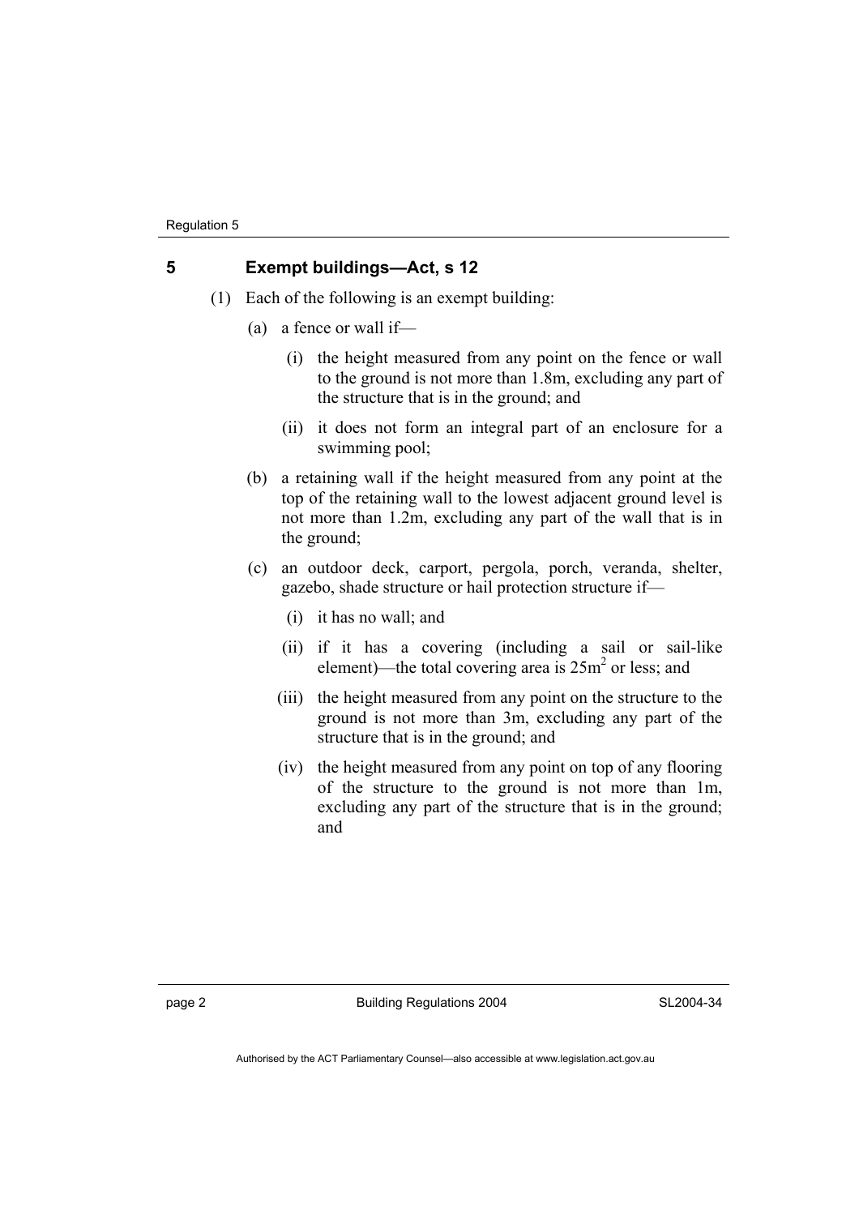## 5 Exempt buildings—Act, s 12

(1) Each of the following is an exempt building:

(a) a fence or wall if—

(i) the height measured from any point on the fence or wall to the ground is not more than 1.8m, excluding any part of the structure that is in the ground; and

(ii) it does not form an integral part of an enclosure for a swimming pool;

(b) a retaining wall if the height measured from any point at the top of the retaining wall to the lowest adjacent ground level is not more than 1.2m, excluding any part of the wall that is in the ground;

(c) an outdoor deck, carport, pergola, porch, veranda, shelter, gazebo, shade structure or hail protection structure if—

(i) it has no wall; and

(ii) if it has a covering (including a sail or sail-like element)—the total covering area is $25m^2$ or less; and

(iii) the height measured from any point on the structure to the ground is not more than 3m, excluding any part of the structure that is in the ground; and

(iv) the height measured from any point on top of any flooring of the structure to the ground is not more than 1m, excluding any part of the structure that is in the ground; and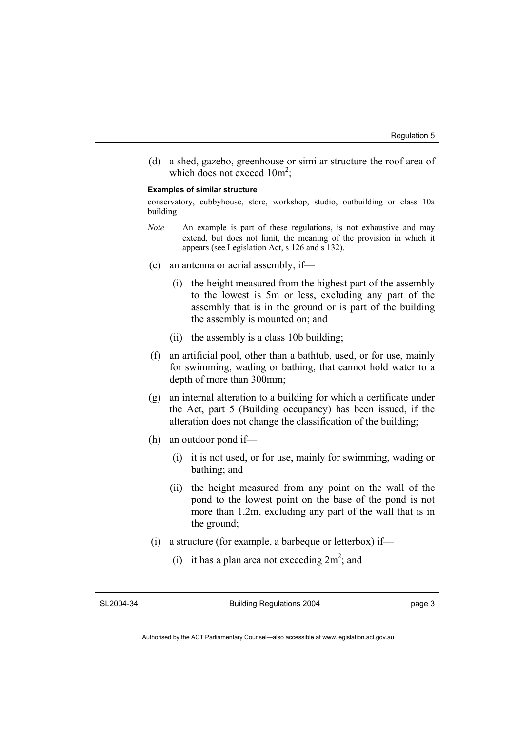(d) a shed, gazebo, greenhouse or similar structure the roof area of which does not exceed $10m^2$;

**Examples of similar structure**

conservatory, cubbyhouse, store, workshop, studio, outbuilding or class 10a building

*Note* An example is part of these regulations, is not exhaustive and may extend, but does not limit, the meaning of the provision in which it appears (see Legislation Act, s 126 and s 132).

(e) an antenna or aerial assembly, if—

(i) the height measured from the highest part of the assembly to the lowest is 5m or less, excluding any part of the assembly that is in the ground or is part of the building the assembly is mounted on; and

(ii) the assembly is a class 10b building;

(f) an artificial pool, other than a bathtub, used, or for use, mainly for swimming, wading or bathing, that cannot hold water to a depth of more than 300mm;

(g) an internal alteration to a building for which a certificate under the Act, part 5 (Building occupancy) has been issued, if the alteration does not change the classification of the building;

(h) an outdoor pond if—

(i) it is not used, or for use, mainly for swimming, wading or bathing; and

(ii) the height measured from any point on the wall of the pond to the lowest point on the base of the pond is not more than 1.2m, excluding any part of the wall that is in the ground;

(i) a structure (for example, a barbeque or letterbox) if—

(i) it has a plan area not exceeding $2m^2$; and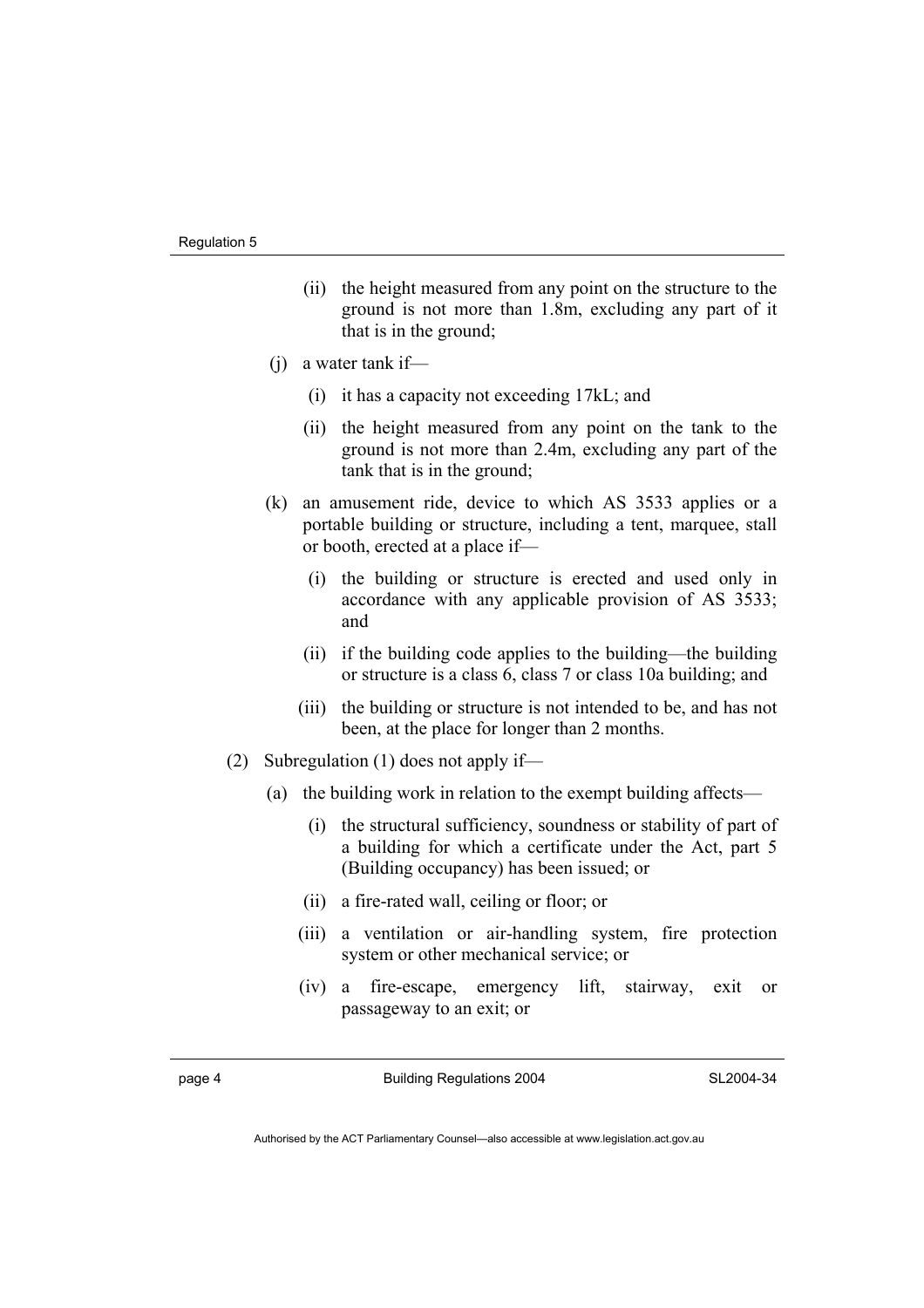(ii) the height measured from any point on the structure to the ground is not more than 1.8m, excluding any part of it that is in the ground;

(j) a water tank if—

(i) it has a capacity not exceeding 17kL; and

(ii) the height measured from any point on the tank to the ground is not more than 2.4m, excluding any part of the tank that is in the ground;

(k) an amusement ride, device to which AS 3533 applies or a portable building or structure, including a tent, marquee, stall or booth, erected at a place if—

(i) the building or structure is erected and used only in accordance with any applicable provision of AS 3533; and

(ii) if the building code applies to the building—the building or structure is a class 6, class 7 or class 10a building; and

(iii) the building or structure is not intended to be, and has not been, at the place for longer than 2 months.

(2) Subregulation (1) does not apply if—

(a) the building work in relation to the exempt building affects—

(i) the structural sufficiency, soundness or stability of part of a building for which a certificate under the Act, part 5 (Building occupancy) has been issued; or

(ii) a fire-rated wall, ceiling or floor; or

(iii) a ventilation or air-handling system, fire protection system or other mechanical service; or

(iv) a fire-escape, emergency lift, stairway, exit or passageway to an exit; or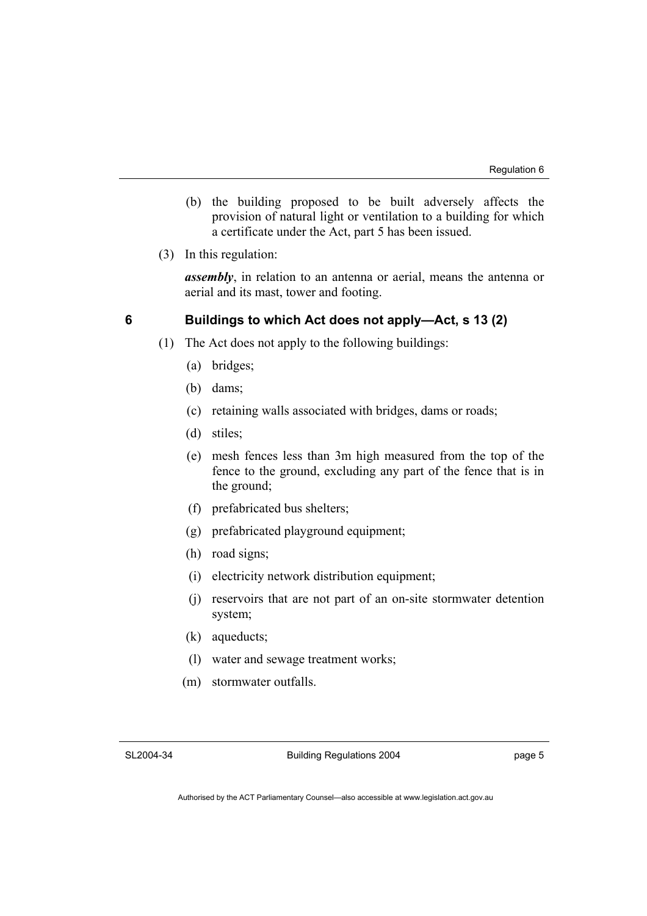(b) the building proposed to be built adversely affects the provision of natural light or ventilation to a building for which a certificate under the Act, part 5 has been issued.

(3) In this regulation:

***assembly***, in relation to an antenna or aerial, means the antenna or aerial and its mast, tower and footing.

## 6 Buildings to which Act does not apply—Act, s 13 (2)

(1) The Act does not apply to the following buildings:

(a) bridges;

(b) dams;

(c) retaining walls associated with bridges, dams or roads;

(d) stiles;

(e) mesh fences less than 3m high measured from the top of the fence to the ground, excluding any part of the fence that is in the ground;

(f) prefabricated bus shelters;

(g) prefabricated playground equipment;

(h) road signs;

(i) electricity network distribution equipment;

(j) reservoirs that are not part of an on-site stormwater detention system;

(k) aqueducts;

(l) water and sewage treatment works;

(m) stormwater outfalls.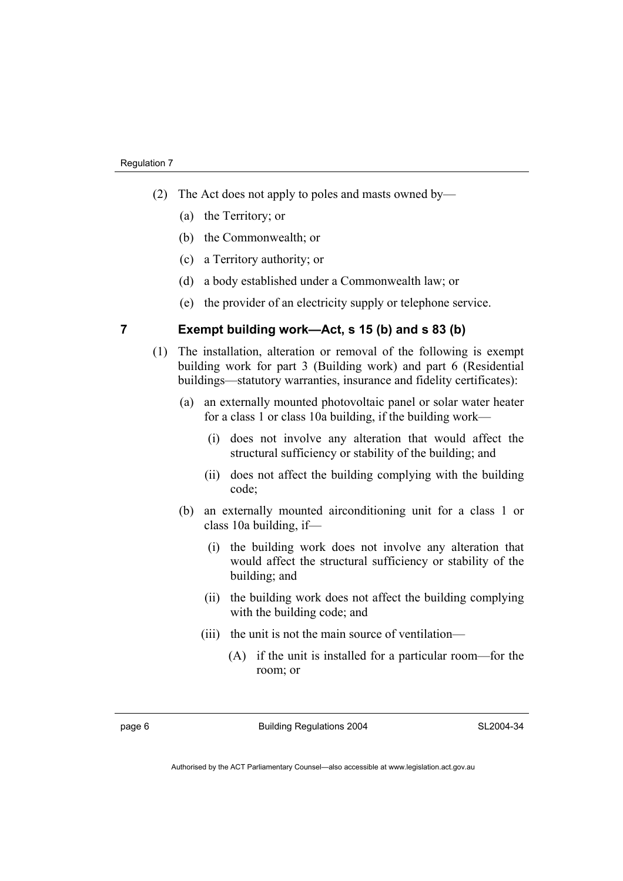(2) The Act does not apply to poles and masts owned by—

  (a) the Territory; or

  (b) the Commonwealth; or

  (c) a Territory authority; or

  (d) a body established under a Commonwealth law; or

  (e) the provider of an electricity supply or telephone service.

## 7 Exempt building work—Act, s 15 (b) and s 83 (b)

(1) The installation, alteration or removal of the following is exempt building work for part 3 (Building work) and part 6 (Residential buildings—statutory warranties, insurance and fidelity certificates):

  (a) an externally mounted photovoltaic panel or solar water heater for a class 1 or class 10a building, if the building work—

    (i) does not involve any alteration that would affect the structural sufficiency or stability of the building; and

    (ii) does not affect the building complying with the building code;

  (b) an externally mounted airconditioning unit for a class 1 or class 10a building, if—

    (i) the building work does not involve any alteration that would affect the structural sufficiency or stability of the building; and

    (ii) the building work does not affect the building complying with the building code; and

    (iii) the unit is not the main source of ventilation—

      (A) if the unit is installed for a particular room—for the room; or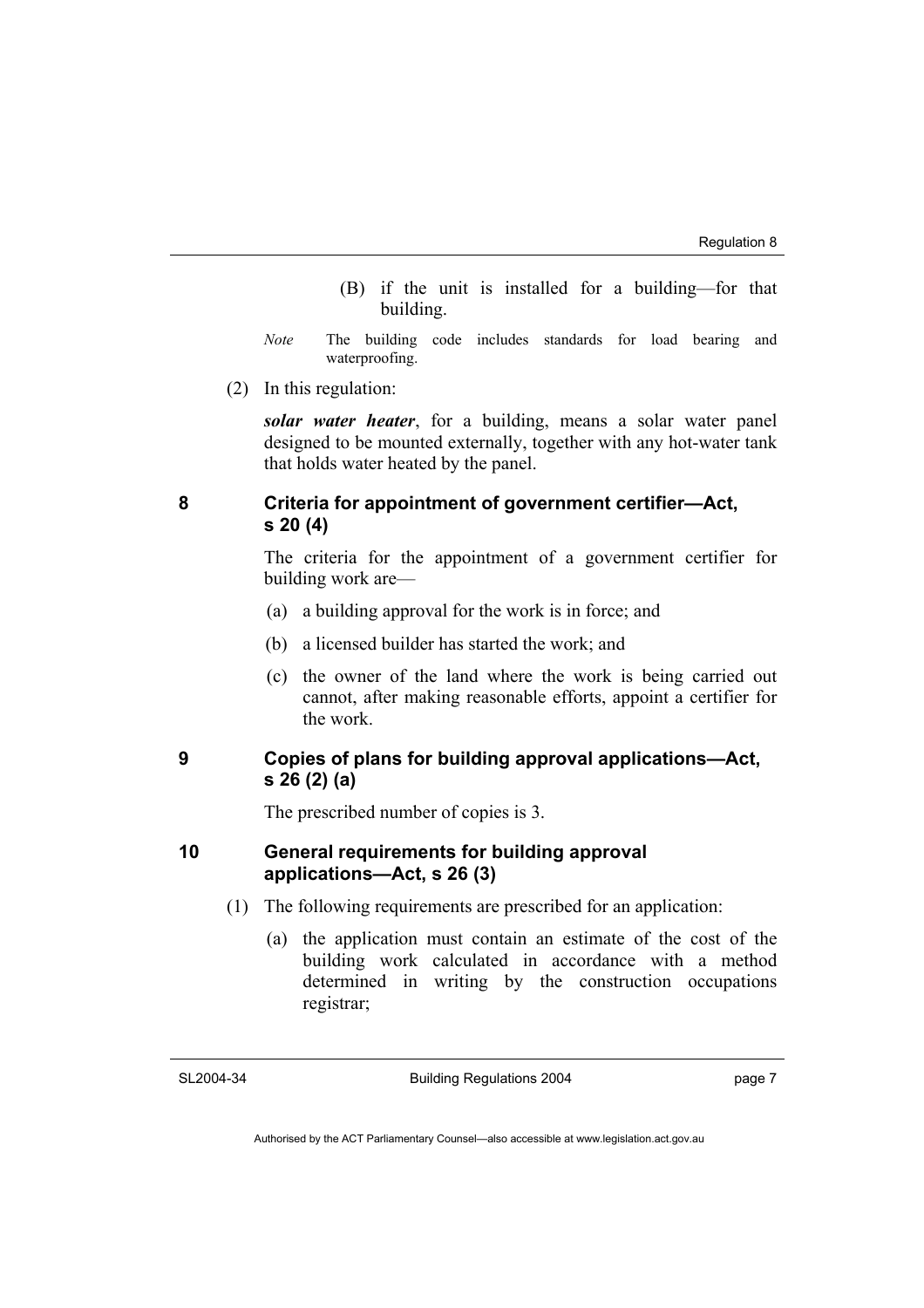(B) if the unit is installed for a building—for that building.

*Note* The building code includes standards for load bearing and waterproofing.

(2) In this regulation:

***solar water heater***, for a building, means a solar water panel designed to be mounted externally, together with any hot-water tank that holds water heated by the panel.

## 8 Criteria for appointment of government certifier—Act, s 20 (4)

The criteria for the appointment of a government certifier for building work are—

(a) a building approval for the work is in force; and

(b) a licensed builder has started the work; and

(c) the owner of the land where the work is being carried out cannot, after making reasonable efforts, appoint a certifier for the work.

## 9 Copies of plans for building approval applications—Act, s 26 (2) (a)

The prescribed number of copies is 3.

## 10 General requirements for building approval applications—Act, s 26 (3)

(1) The following requirements are prescribed for an application:

(a) the application must contain an estimate of the cost of the building work calculated in accordance with a method determined in writing by the construction occupations registrar;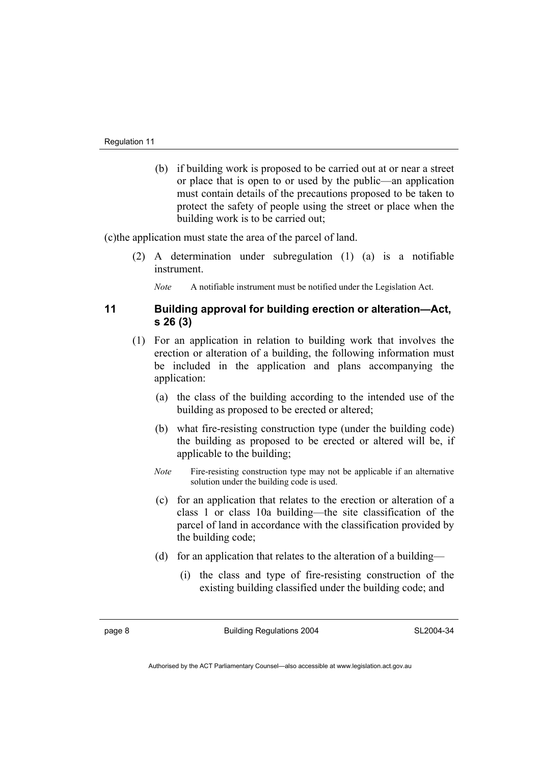(b) if building work is proposed to be carried out at or near a street or place that is open to or used by the public—an application must contain details of the precautions proposed to be taken to protect the safety of people using the street or place when the building work is to be carried out;

(c)the application must state the area of the parcel of land.

(2) A determination under subregulation (1) (a) is a notifiable instrument.

*Note* A notifiable instrument must be notified under the Legislation Act.

### 11 Building approval for building erection or alteration—Act, s 26 (3)

(1) For an application in relation to building work that involves the erection or alteration of a building, the following information must be included in the application and plans accompanying the application:

(a) the class of the building according to the intended use of the building as proposed to be erected or altered;

(b) what fire-resisting construction type (under the building code) the building as proposed to be erected or altered will be, if applicable to the building;

*Note* Fire-resisting construction type may not be applicable if an alternative solution under the building code is used.

(c) for an application that relates to the erection or alteration of a class 1 or class 10a building—the site classification of the parcel of land in accordance with the classification provided by the building code;

(d) for an application that relates to the alteration of a building—

(i) the class and type of fire-resisting construction of the existing building classified under the building code; and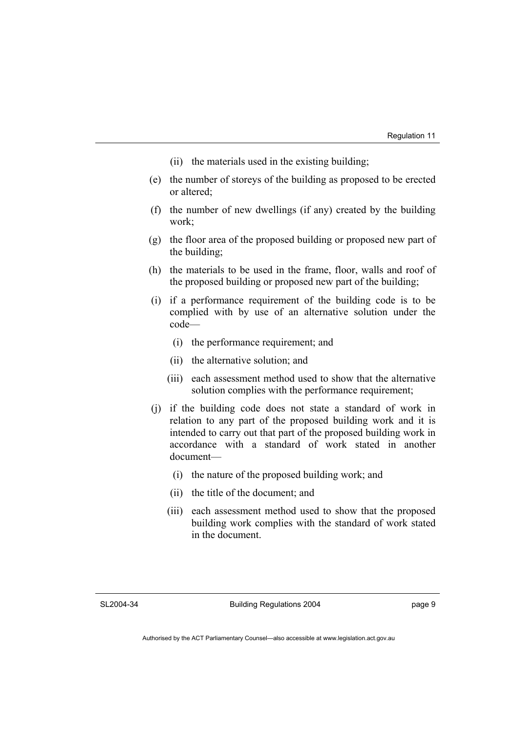(ii) the materials used in the existing building;

(e) the number of storeys of the building as proposed to be erected or altered;

(f) the number of new dwellings (if any) created by the building work;

(g) the floor area of the proposed building or proposed new part of the building;

(h) the materials to be used in the frame, floor, walls and roof of the proposed building or proposed new part of the building;

(i) if a performance requirement of the building code is to be complied with by use of an alternative solution under the code—

 (i) the performance requirement; and

 (ii) the alternative solution; and

 (iii) each assessment method used to show that the alternative solution complies with the performance requirement;

(j) if the building code does not state a standard of work in relation to any part of the proposed building work and it is intended to carry out that part of the proposed building work in accordance with a standard of work stated in another document—

 (i) the nature of the proposed building work; and

 (ii) the title of the document; and

 (iii) each assessment method used to show that the proposed building work complies with the standard of work stated in the document.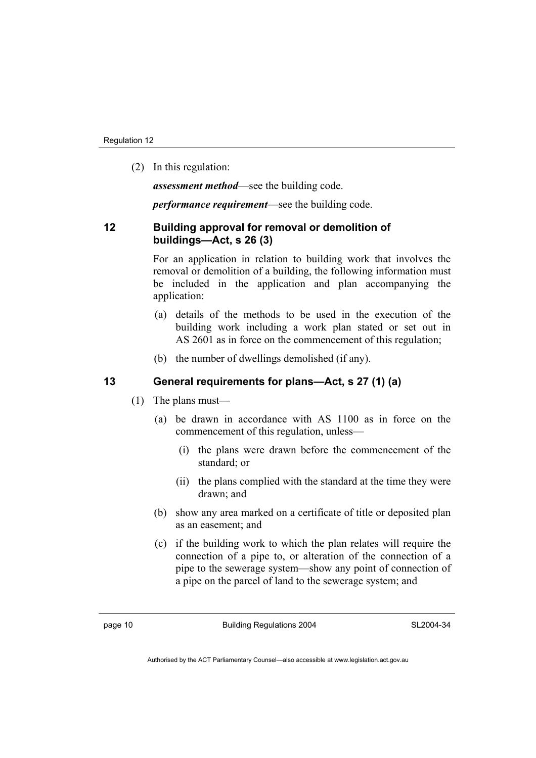(2) In this regulation:

***assessment method***—see the building code.

***performance requirement***—see the building code.

## 12 Building approval for removal or demolition of buildings—Act, s 26 (3)

For an application in relation to building work that involves the removal or demolition of a building, the following information must be included in the application and plan accompanying the application:

(a) details of the methods to be used in the execution of the building work including a work plan stated or set out in AS 2601 as in force on the commencement of this regulation;

(b) the number of dwellings demolished (if any).

## 13 General requirements for plans—Act, s 27 (1) (a)

(1) The plans must—

(a) be drawn in accordance with AS 1100 as in force on the commencement of this regulation, unless—

(i) the plans were drawn before the commencement of the standard; or

(ii) the plans complied with the standard at the time they were drawn; and

(b) show any area marked on a certificate of title or deposited plan as an easement; and

(c) if the building work to which the plan relates will require the connection of a pipe to, or alteration of the connection of a pipe to the sewerage system—show any point of connection of a pipe on the parcel of land to the sewerage system; and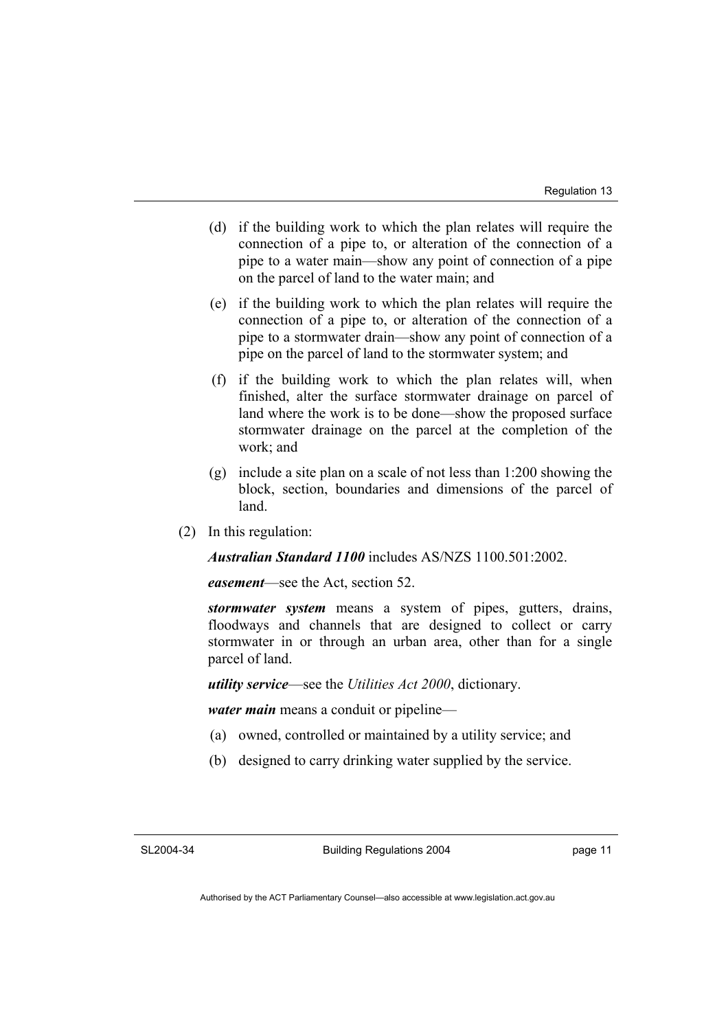(d) if the building work to which the plan relates will require the connection of a pipe to, or alteration of the connection of a pipe to a water main—show any point of connection of a pipe on the parcel of land to the water main; and

(e) if the building work to which the plan relates will require the connection of a pipe to, or alteration of the connection of a pipe to a stormwater drain—show any point of connection of a pipe on the parcel of land to the stormwater system; and

(f) if the building work to which the plan relates will, when finished, alter the surface stormwater drainage on parcel of land where the work is to be done—show the proposed surface stormwater drainage on the parcel at the completion of the work; and

(g) include a site plan on a scale of not less than 1:200 showing the block, section, boundaries and dimensions of the parcel of land.

(2) In this regulation:

***Australian Standard 1100*** includes AS/NZS 1100.501:2002.

***easement***—see the Act, section 52.

***stormwater system*** means a system of pipes, gutters, drains, floodways and channels that are designed to collect or carry stormwater in or through an urban area, other than for a single parcel of land.

***utility service***—see the *Utilities Act 2000*, dictionary.

***water main*** means a conduit or pipeline—

(a) owned, controlled or maintained by a utility service; and

(b) designed to carry drinking water supplied by the service.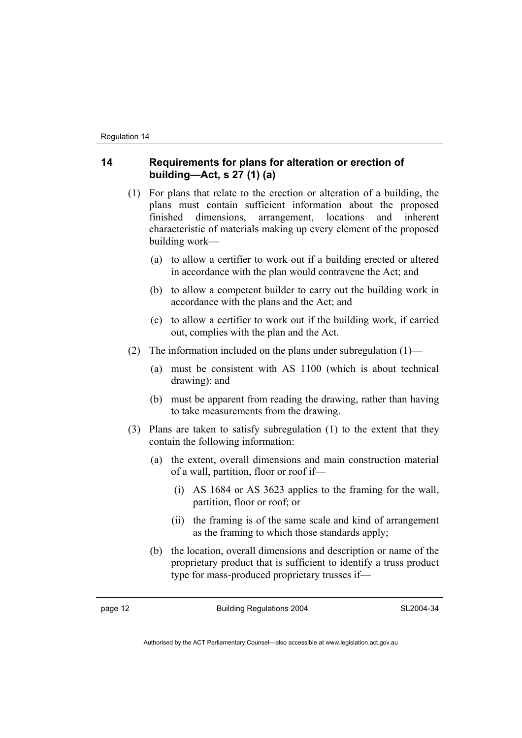## 14 Requirements for plans for alteration or erection of building—Act, s 27 (1) (a)

(1) For plans that relate to the erection or alteration of a building, the plans must contain sufficient information about the proposed finished dimensions, arrangement, locations and inherent characteristic of materials making up every element of the proposed building work—

(a) to allow a certifier to work out if a building erected or altered in accordance with the plan would contravene the Act; and

(b) to allow a competent builder to carry out the building work in accordance with the plans and the Act; and

(c) to allow a certifier to work out if the building work, if carried out, complies with the plan and the Act.

(2) The information included on the plans under subregulation (1)—

(a) must be consistent with AS 1100 (which is about technical drawing); and

(b) must be apparent from reading the drawing, rather than having to take measurements from the drawing.

(3) Plans are taken to satisfy subregulation (1) to the extent that they contain the following information:

(a) the extent, overall dimensions and main construction material of a wall, partition, floor or roof if—

(i) AS 1684 or AS 3623 applies to the framing for the wall, partition, floor or roof; or

(ii) the framing is of the same scale and kind of arrangement as the framing to which those standards apply;

(b) the location, overall dimensions and description or name of the proprietary product that is sufficient to identify a truss product type for mass-produced proprietary trusses if—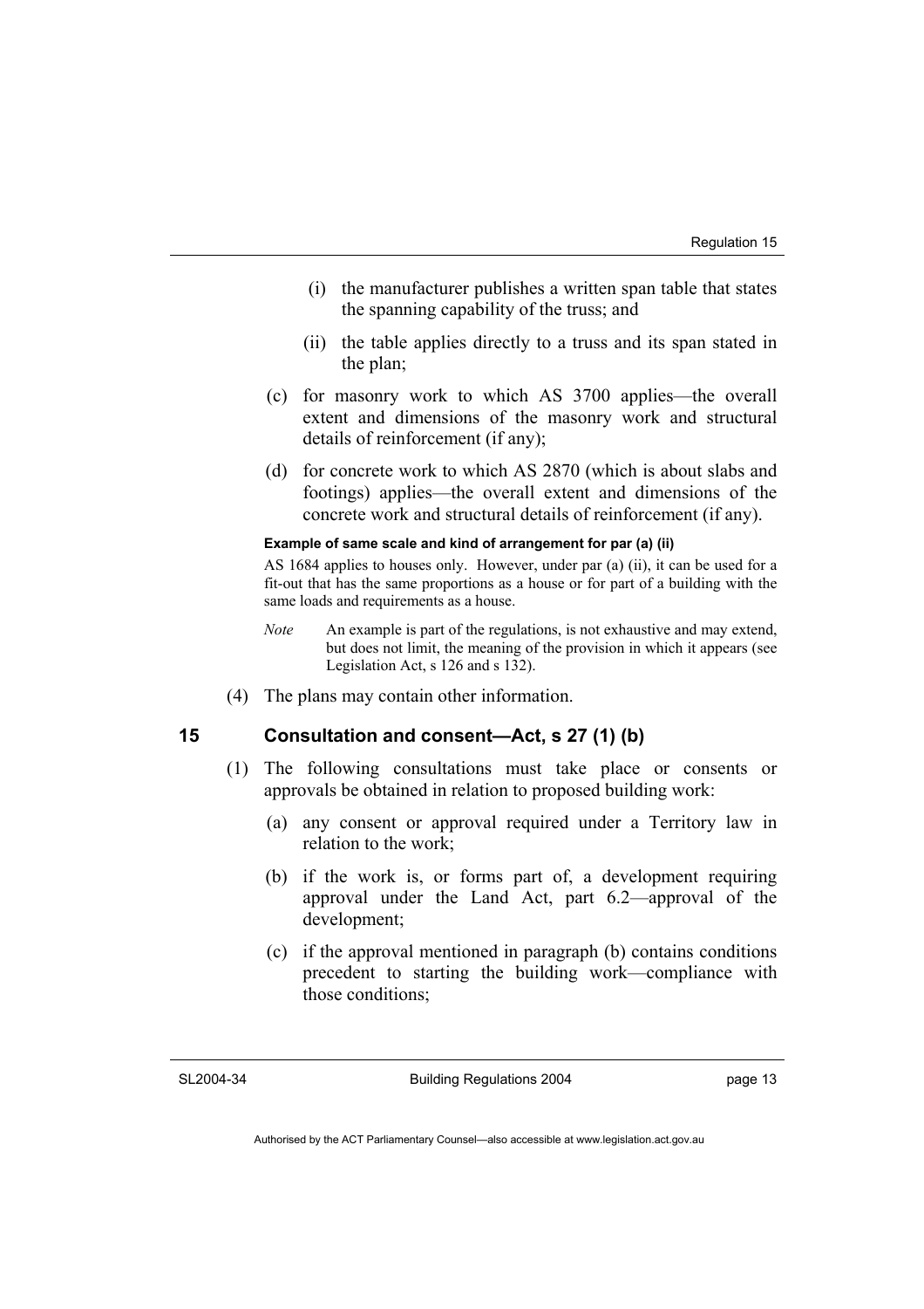(i) the manufacturer publishes a written span table that states the spanning capability of the truss; and

(ii) the table applies directly to a truss and its span stated in the plan;

(c) for masonry work to which AS 3700 applies—the overall extent and dimensions of the masonry work and structural details of reinforcement (if any);

(d) for concrete work to which AS 2870 (which is about slabs and footings) applies—the overall extent and dimensions of the concrete work and structural details of reinforcement (if any).

**Example of same scale and kind of arrangement for par (a) (ii)**

AS 1684 applies to houses only. However, under par (a) (ii), it can be used for a fit-out that has the same proportions as a house or for part of a building with the same loads and requirements as a house.

*Note* An example is part of the regulations, is not exhaustive and may extend, but does not limit, the meaning of the provision in which it appears (see Legislation Act, s 126 and s 132).

(4) The plans may contain other information.

## 15 Consultation and consent—Act, s 27 (1) (b)

(1) The following consultations must take place or consents or approvals be obtained in relation to proposed building work:

(a) any consent or approval required under a Territory law in relation to the work;

(b) if the work is, or forms part of, a development requiring approval under the Land Act, part 6.2—approval of the development;

(c) if the approval mentioned in paragraph (b) contains conditions precedent to starting the building work—compliance with those conditions;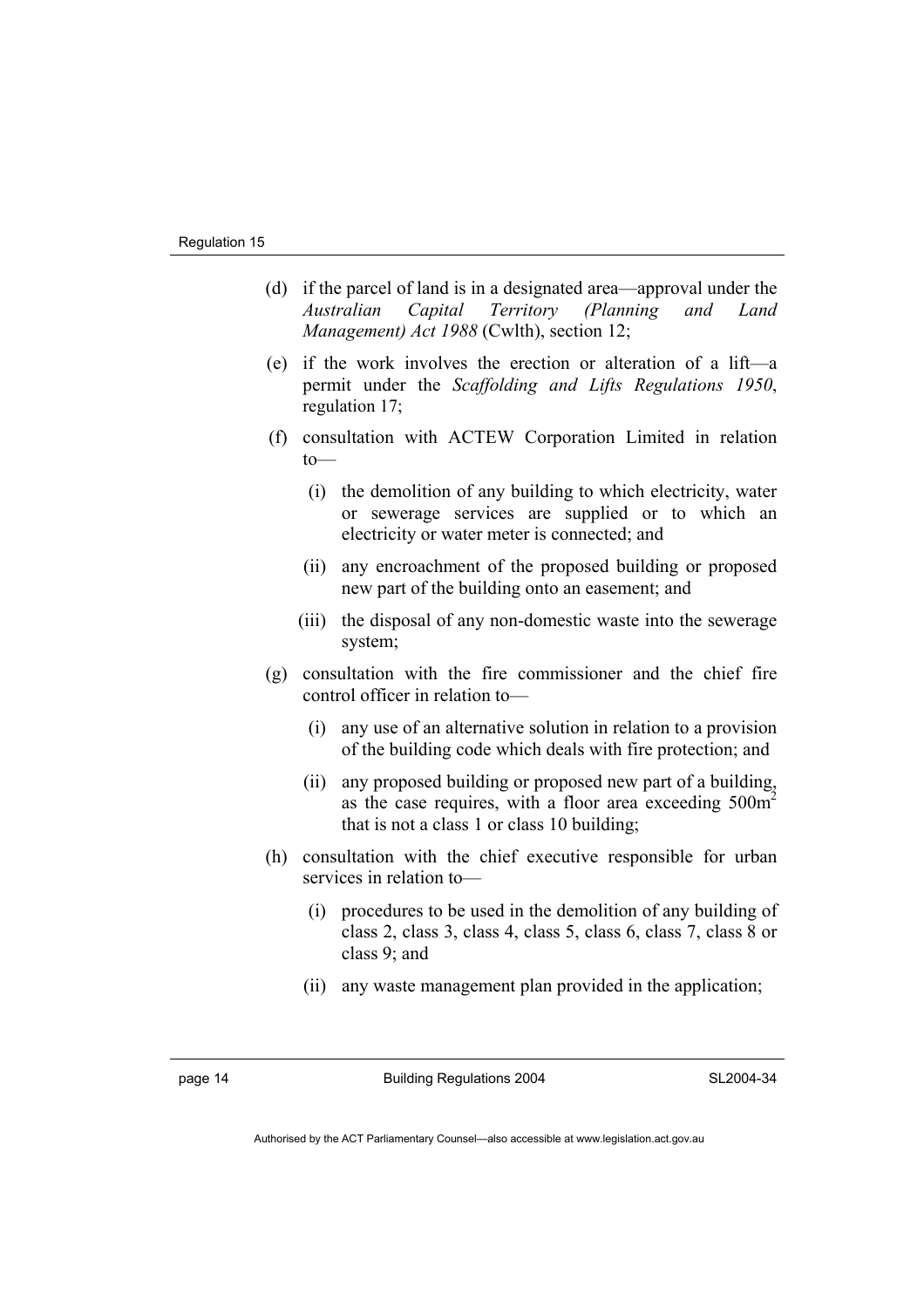(d) if the parcel of land is in a designated area—approval under the *Australian Capital Territory (Planning and Land Management) Act 1988* (Cwlth), section 12;

(e) if the work involves the erection or alteration of a lift—a permit under the *Scaffolding and Lifts Regulations 1950*, regulation 17;

(f) consultation with ACTEW Corporation Limited in relation to—

(i) the demolition of any building to which electricity, water or sewerage services are supplied or to which an electricity or water meter is connected; and

(ii) any encroachment of the proposed building or proposed new part of the building onto an easement; and

(iii) the disposal of any non-domestic waste into the sewerage system;

(g) consultation with the fire commissioner and the chief fire control officer in relation to—

(i) any use of an alternative solution in relation to a provision of the building code which deals with fire protection; and

(ii) any proposed building or proposed new part of a building, as the case requires, with a floor area exceeding $500m^2$ that is not a class 1 or class 10 building;

(h) consultation with the chief executive responsible for urban services in relation to—

(i) procedures to be used in the demolition of any building of class 2, class 3, class 4, class 5, class 6, class 7, class 8 or class 9; and

(ii) any waste management plan provided in the application;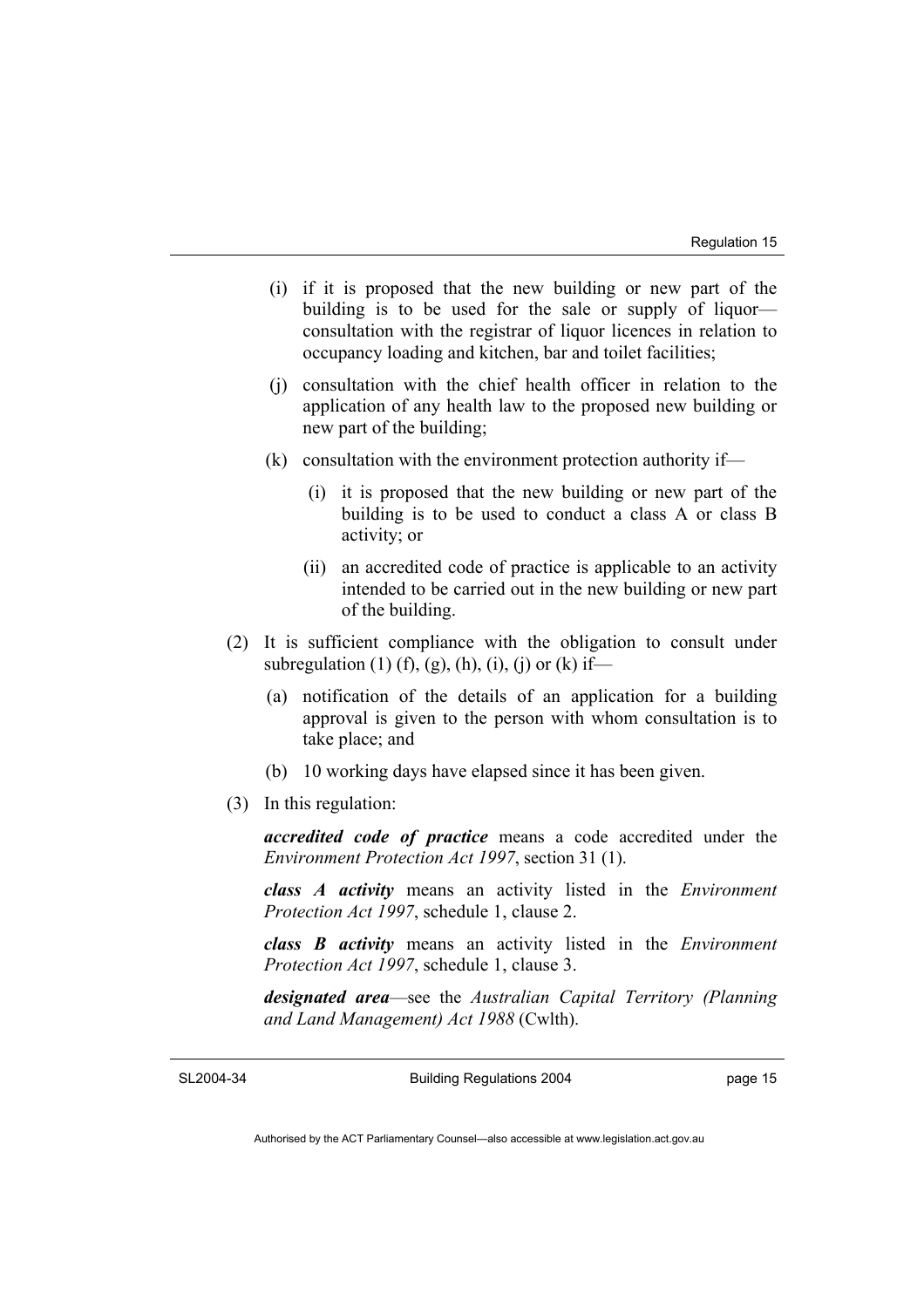(i) if it is proposed that the new building or new part of the building is to be used for the sale or supply of liquor—consultation with the registrar of liquor licences in relation to occupancy loading and kitchen, bar and toilet facilities;

(j) consultation with the chief health officer in relation to the application of any health law to the proposed new building or new part of the building;

(k) consultation with the environment protection authority if—

(i) it is proposed that the new building or new part of the building is to be used to conduct a class A or class B activity; or

(ii) an accredited code of practice is applicable to an activity intended to be carried out in the new building or new part of the building.

(2) It is sufficient compliance with the obligation to consult under subregulation (1) (f), (g), (h), (i), (j) or (k) if—

(a) notification of the details of an application for a building approval is given to the person with whom consultation is to take place; and

(b) 10 working days have elapsed since it has been given.

(3) In this regulation:

***accredited code of practice*** means a code accredited under the *Environment Protection Act 1997*, section 31 (1).

***class A activity*** means an activity listed in the *Environment Protection Act 1997*, schedule 1, clause 2.

***class B activity*** means an activity listed in the *Environment Protection Act 1997*, schedule 1, clause 3.

***designated area***—see the *Australian Capital Territory (Planning and Land Management) Act 1988* (Cwlth).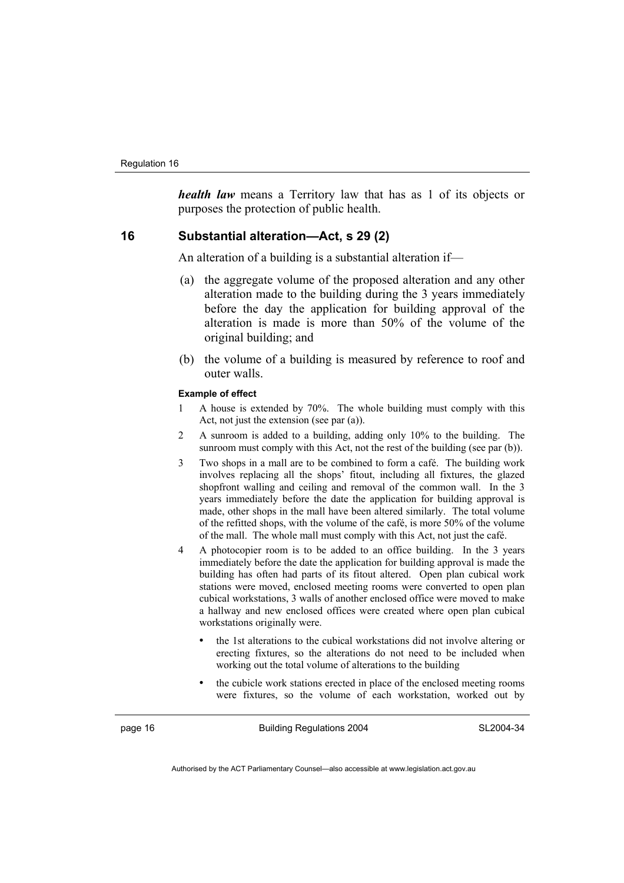***health law*** means a Territory law that has as 1 of its objects or purposes the protection of public health.

## 16 Substantial alteration—Act, s 29 (2)

An alteration of a building is a substantial alteration if—

(a) the aggregate volume of the proposed alteration and any other alteration made to the building during the 3 years immediately before the day the application for building approval of the alteration is made is more than 50% of the volume of the original building; and

(b) the volume of a building is measured by reference to roof and outer walls.

**Example of effect**

1 A house is extended by 70%. The whole building must comply with this Act, not just the extension (see par (a)).

2 A sunroom is added to a building, adding only 10% to the building. The sunroom must comply with this Act, not the rest of the building (see par (b)).

3 Two shops in a mall are to be combined to form a café. The building work involves replacing all the shops' fitout, including all fixtures, the glazed shopfront walling and ceiling and removal of the common wall. In the 3 years immediately before the date the application for building approval is made, other shops in the mall have been altered similarly. The total volume of the refitted shops, with the volume of the café, is more 50% of the volume of the mall. The whole mall must comply with this Act, not just the café.

4 A photocopier room is to be added to an office building. In the 3 years immediately before the date the application for building approval is made the building has often had parts of its fitout altered. Open plan cubical work stations were moved, enclosed meeting rooms were converted to open plan cubical workstations, 3 walls of another enclosed office were moved to make a hallway and new enclosed offices were created where open plan cubical workstations originally were.

- the 1st alterations to the cubical workstations did not involve altering or erecting fixtures, so the alterations do not need to be included when working out the total volume of alterations to the building
- the cubicle work stations erected in place of the enclosed meeting rooms were fixtures, so the volume of each workstation, worked out by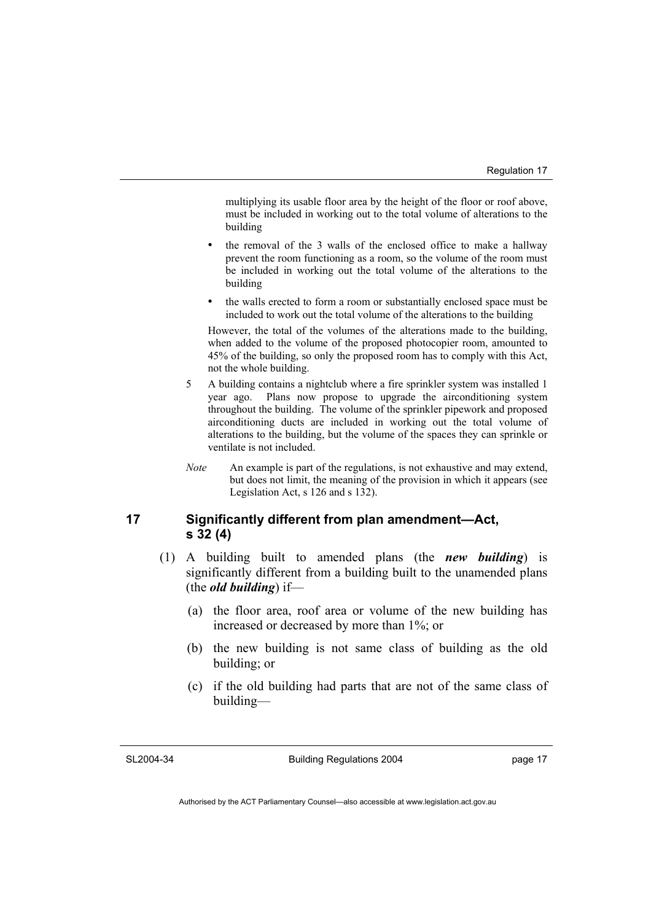multiplying its usable floor area by the height of the floor or roof above, must be included in working out to the total volume of alterations to the building

- the removal of the 3 walls of the enclosed office to make a hallway prevent the room functioning as a room, so the volume of the room must be included in working out the total volume of the alterations to the building
- the walls erected to form a room or substantially enclosed space must be included to work out the total volume of the alterations to the building

However, the total of the volumes of the alterations made to the building, when added to the volume of the proposed photocopier room, amounted to 45% of the building, so only the proposed room has to comply with this Act, not the whole building.

5 A building contains a nightclub where a fire sprinkler system was installed 1 year ago. Plans now propose to upgrade the airconditioning system throughout the building. The volume of the sprinkler pipework and proposed airconditioning ducts are included in working out the total volume of alterations to the building, but the volume of the spaces they can sprinkle or ventilate is not included.

*Note* An example is part of the regulations, is not exhaustive and may extend, but does not limit, the meaning of the provision in which it appears (see Legislation Act, s 126 and s 132).

## 17 Significantly different from plan amendment—Act, s 32 (4)

(1) A building built to amended plans (the ***new building***) is significantly different from a building built to the unamended plans (the ***old building***) if—

(a) the floor area, roof area or volume of the new building has increased or decreased by more than 1%; or

(b) the new building is not same class of building as the old building; or

(c) if the old building had parts that are not of the same class of building—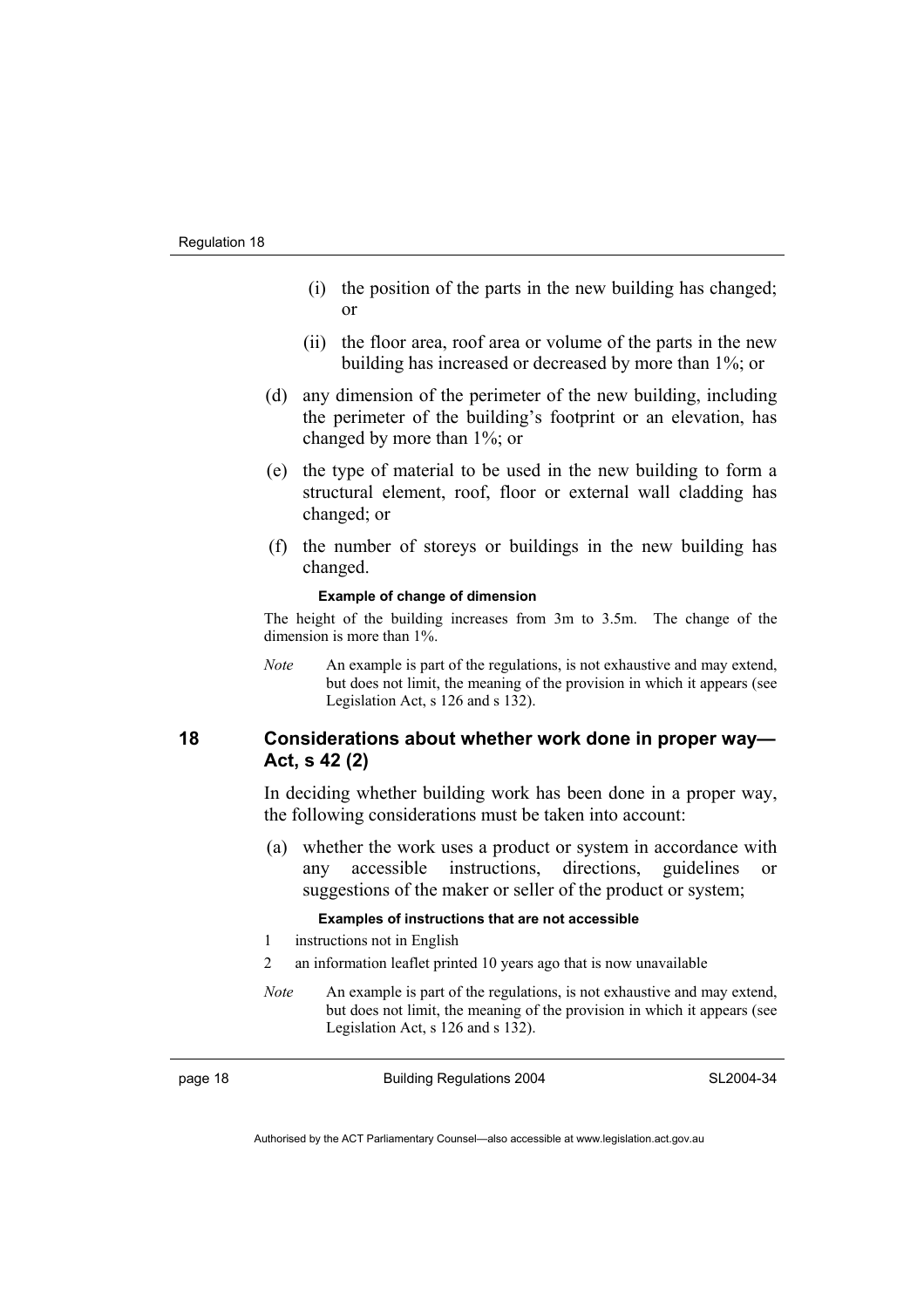(i) the position of the parts in the new building has changed; or

(ii) the floor area, roof area or volume of the parts in the new building has increased or decreased by more than 1%; or

(d) any dimension of the perimeter of the new building, including the perimeter of the building's footprint or an elevation, has changed by more than 1%; or

(e) the type of material to be used in the new building to form a structural element, roof, floor or external wall cladding has changed; or

(f) the number of storeys or buildings in the new building has changed.

**Example of change of dimension**

The height of the building increases from 3m to 3.5m. The change of the dimension is more than 1%.

*Note* An example is part of the regulations, is not exhaustive and may extend, but does not limit, the meaning of the provision in which it appears (see Legislation Act, s 126 and s 132).

## 18 Considerations about whether work done in proper way—Act, s 42 (2)

In deciding whether building work has been done in a proper way, the following considerations must be taken into account:

(a) whether the work uses a product or system in accordance with any accessible instructions, directions, guidelines or suggestions of the maker or seller of the product or system;

**Examples of instructions that are not accessible**

1 instructions not in English

2 an information leaflet printed 10 years ago that is now unavailable

*Note* An example is part of the regulations, is not exhaustive and may extend, but does not limit, the meaning of the provision in which it appears (see Legislation Act, s 126 and s 132).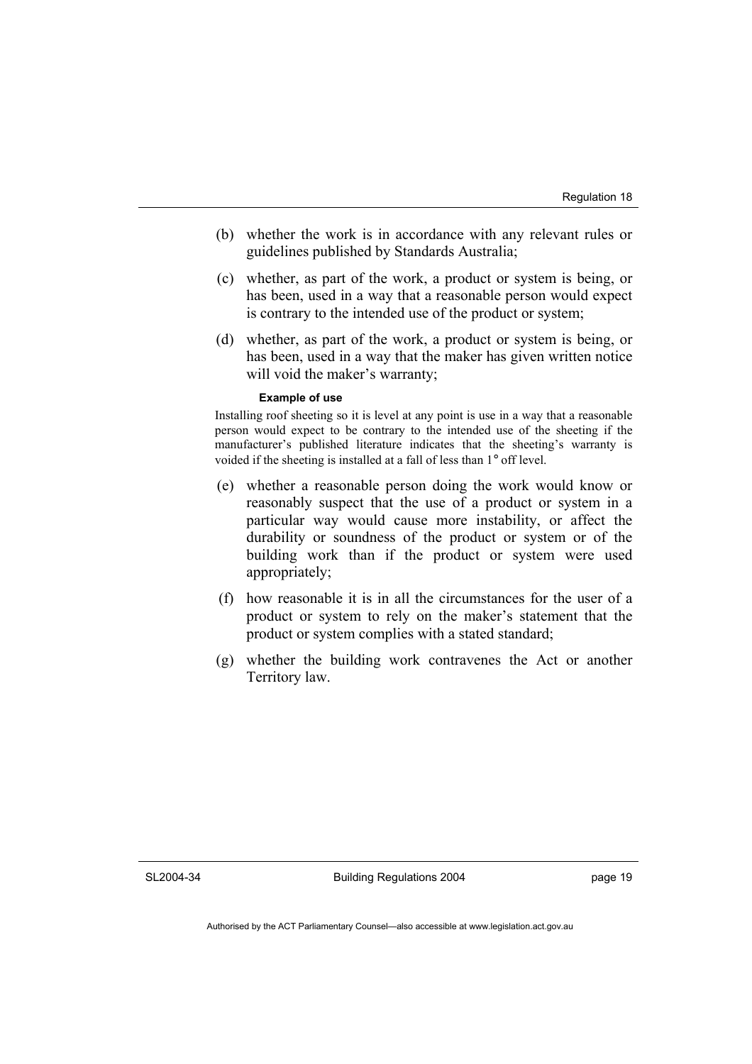(b) whether the work is in accordance with any relevant rules or guidelines published by Standards Australia;

(c) whether, as part of the work, a product or system is being, or has been, used in a way that a reasonable person would expect is contrary to the intended use of the product or system;

(d) whether, as part of the work, a product or system is being, or has been, used in a way that the maker has given written notice will void the maker's warranty;

**Example of use**

Installing roof sheeting so it is level at any point is use in a way that a reasonable person would expect to be contrary to the intended use of the sheeting if the manufacturer's published literature indicates that the sheeting's warranty is voided if the sheeting is installed at a fall of less than 1° off level.

(e) whether a reasonable person doing the work would know or reasonably suspect that the use of a product or system in a particular way would cause more instability, or affect the durability or soundness of the product or system or of the building work than if the product or system were used appropriately;

(f) how reasonable it is in all the circumstances for the user of a product or system to rely on the maker's statement that the product or system complies with a stated standard;

(g) whether the building work contravenes the Act or another Territory law.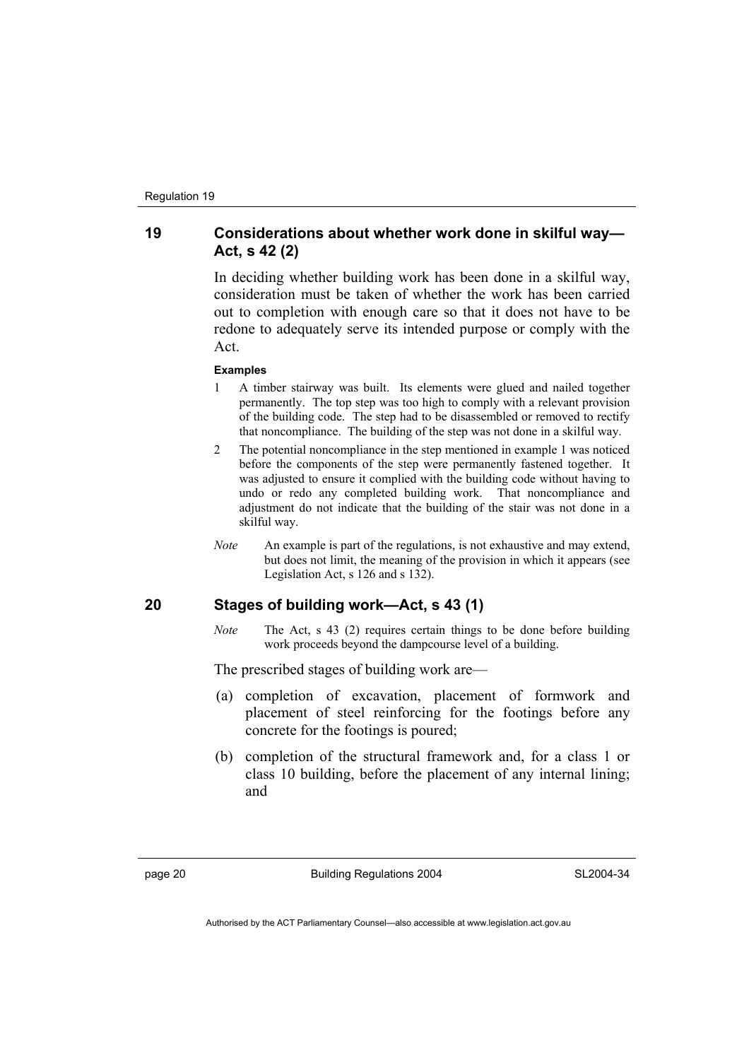## 19 Considerations about whether work done in skilful way—Act, s 42 (2)

In deciding whether building work has been done in a skilful way, consideration must be taken of whether the work has been carried out to completion with enough care so that it does not have to be redone to adequately serve its intended purpose or comply with the Act.

**Examples**

1. A timber stairway was built. Its elements were glued and nailed together permanently. The top step was too high to comply with a relevant provision of the building code. The step had to be disassembled or removed to rectify that noncompliance. The building of the step was not done in a skilful way.
2. The potential noncompliance in the step mentioned in example 1 was noticed before the components of the step were permanently fastened together. It was adjusted to ensure it complied with the building code without having to undo or redo any completed building work. That noncompliance and adjustment do not indicate that the building of the stair was not done in a skilful way.

*Note* An example is part of the regulations, is not exhaustive and may extend, but does not limit, the meaning of the provision in which it appears (see Legislation Act, s 126 and s 132).

## 20 Stages of building work—Act, s 43 (1)

*Note* The Act, s 43 (2) requires certain things to be done before building work proceeds beyond the dampcourse level of a building.

The prescribed stages of building work are—

(a) completion of excavation, placement of formwork and placement of steel reinforcing for the footings before any concrete for the footings is poured;

(b) completion of the structural framework and, for a class 1 or class 10 building, before the placement of any internal lining; and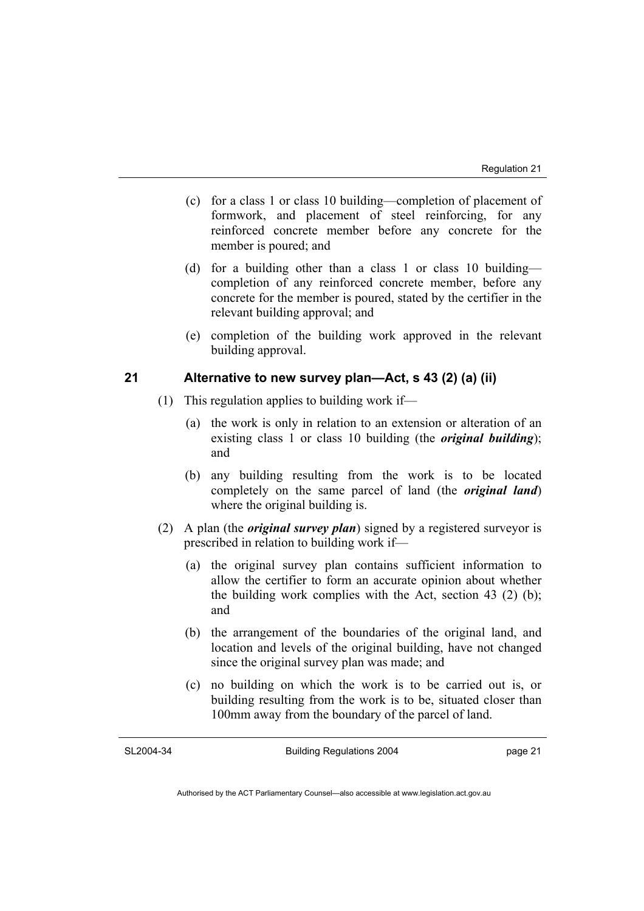(c) for a class 1 or class 10 building—completion of placement of formwork, and placement of steel reinforcing, for any reinforced concrete member before any concrete for the member is poured; and

(d) for a building other than a class 1 or class 10 building—completion of any reinforced concrete member, before any concrete for the member is poured, stated by the certifier in the relevant building approval; and

(e) completion of the building work approved in the relevant building approval.

## 21 Alternative to new survey plan—Act, s 43 (2) (a) (ii)

(1) This regulation applies to building work if—

(a) the work is only in relation to an extension or alteration of an existing class 1 or class 10 building (the ***original building***); and

(b) any building resulting from the work is to be located completely on the same parcel of land (the ***original land***) where the original building is.

(2) A plan (the ***original survey plan***) signed by a registered surveyor is prescribed in relation to building work if—

(a) the original survey plan contains sufficient information to allow the certifier to form an accurate opinion about whether the building work complies with the Act, section 43 (2) (b); and

(b) the arrangement of the boundaries of the original land, and location and levels of the original building, have not changed since the original survey plan was made; and

(c) no building on which the work is to be carried out is, or building resulting from the work is to be, situated closer than 100mm away from the boundary of the parcel of land.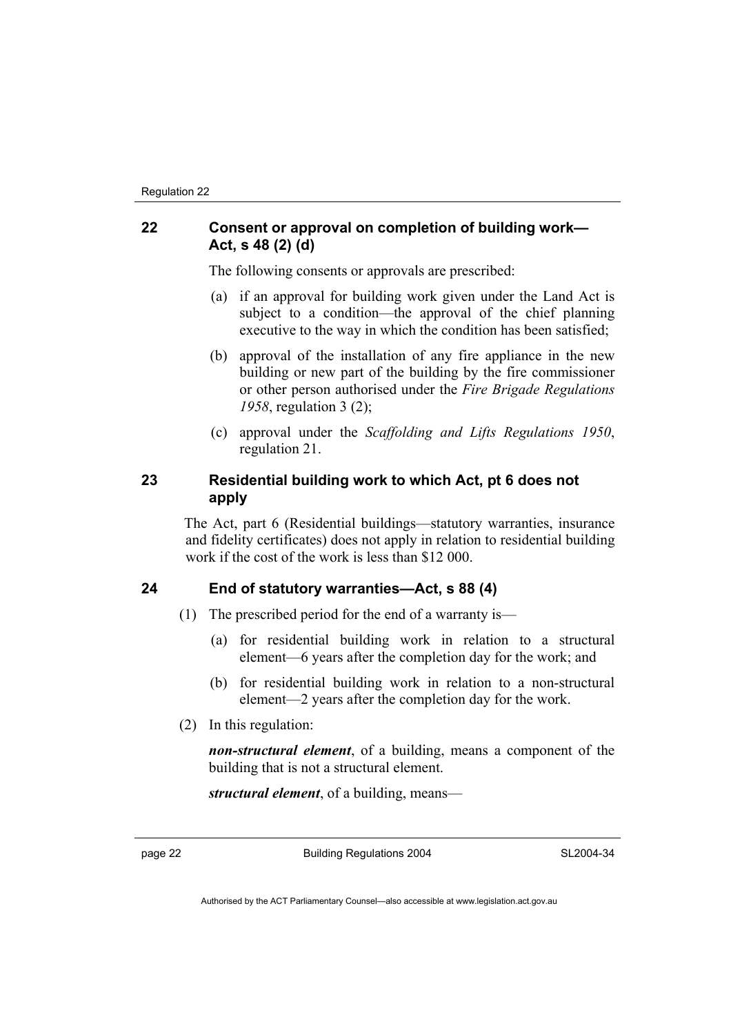## 22 Consent or approval on completion of building work—Act, s 48 (2) (d)

The following consents or approvals are prescribed:

(a) if an approval for building work given under the Land Act is subject to a condition—the approval of the chief planning executive to the way in which the condition has been satisfied;

(b) approval of the installation of any fire appliance in the new building or new part of the building by the fire commissioner or other person authorised under the *Fire Brigade Regulations 1958*, regulation 3 (2);

(c) approval under the *Scaffolding and Lifts Regulations 1950*, regulation 21.

## 23 Residential building work to which Act, pt 6 does not apply

The Act, part 6 (Residential buildings—statutory warranties, insurance and fidelity certificates) does not apply in relation to residential building work if the cost of the work is less than $12 000.

## 24 End of statutory warranties—Act, s 88 (4)

(1) The prescribed period for the end of a warranty is—

(a) for residential building work in relation to a structural element—6 years after the completion day for the work; and

(b) for residential building work in relation to a non-structural element—2 years after the completion day for the work.

(2) In this regulation:

***non-structural element***, of a building, means a component of the building that is not a structural element.

***structural element***, of a building, means—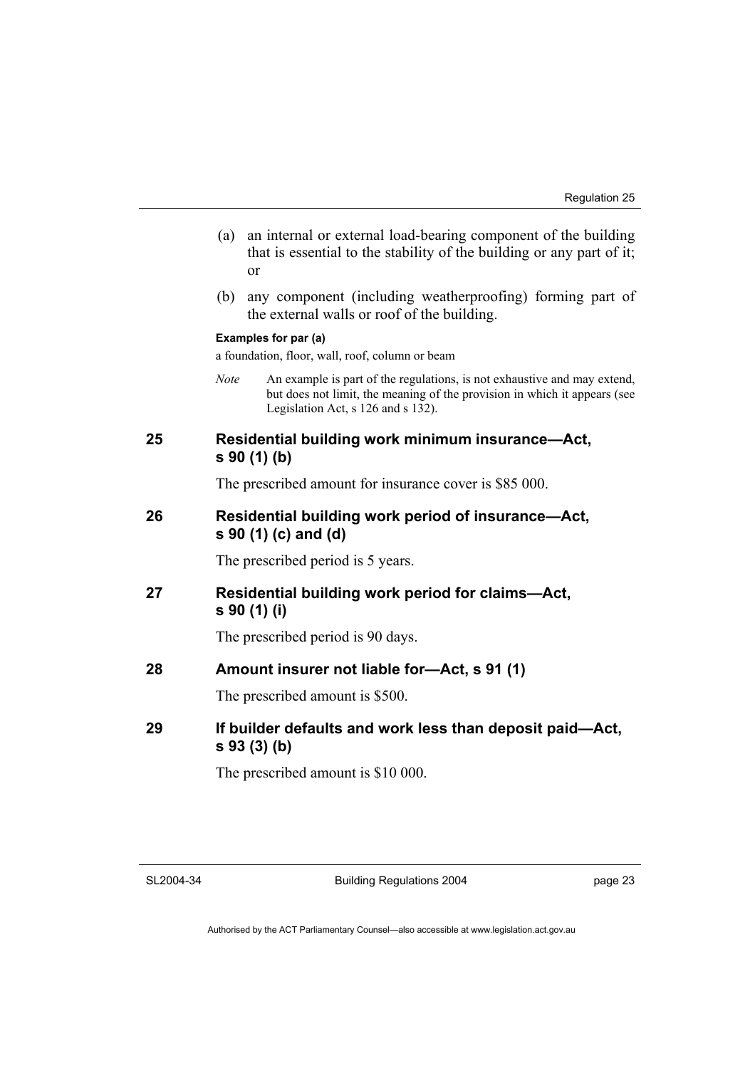(a) an internal or external load-bearing component of the building that is essential to the stability of the building or any part of it; or

(b) any component (including weatherproofing) forming part of the external walls or roof of the building.

**Examples for par (a)**

a foundation, floor, wall, roof, column or beam

*Note* An example is part of the regulations, is not exhaustive and may extend, but does not limit, the meaning of the provision in which it appears (see Legislation Act, s 126 and s 132).

### 25 Residential building work minimum insurance—Act, s 90 (1) (b)

The prescribed amount for insurance cover is $85 000.

### 26 Residential building work period of insurance—Act, s 90 (1) (c) and (d)

The prescribed period is 5 years.

### 27 Residential building work period for claims—Act, s 90 (1) (i)

The prescribed period is 90 days.

### 28 Amount insurer not liable for—Act, s 91 (1)

The prescribed amount is $500.

### 29 If builder defaults and work less than deposit paid—Act, s 93 (3) (b)

The prescribed amount is $10 000.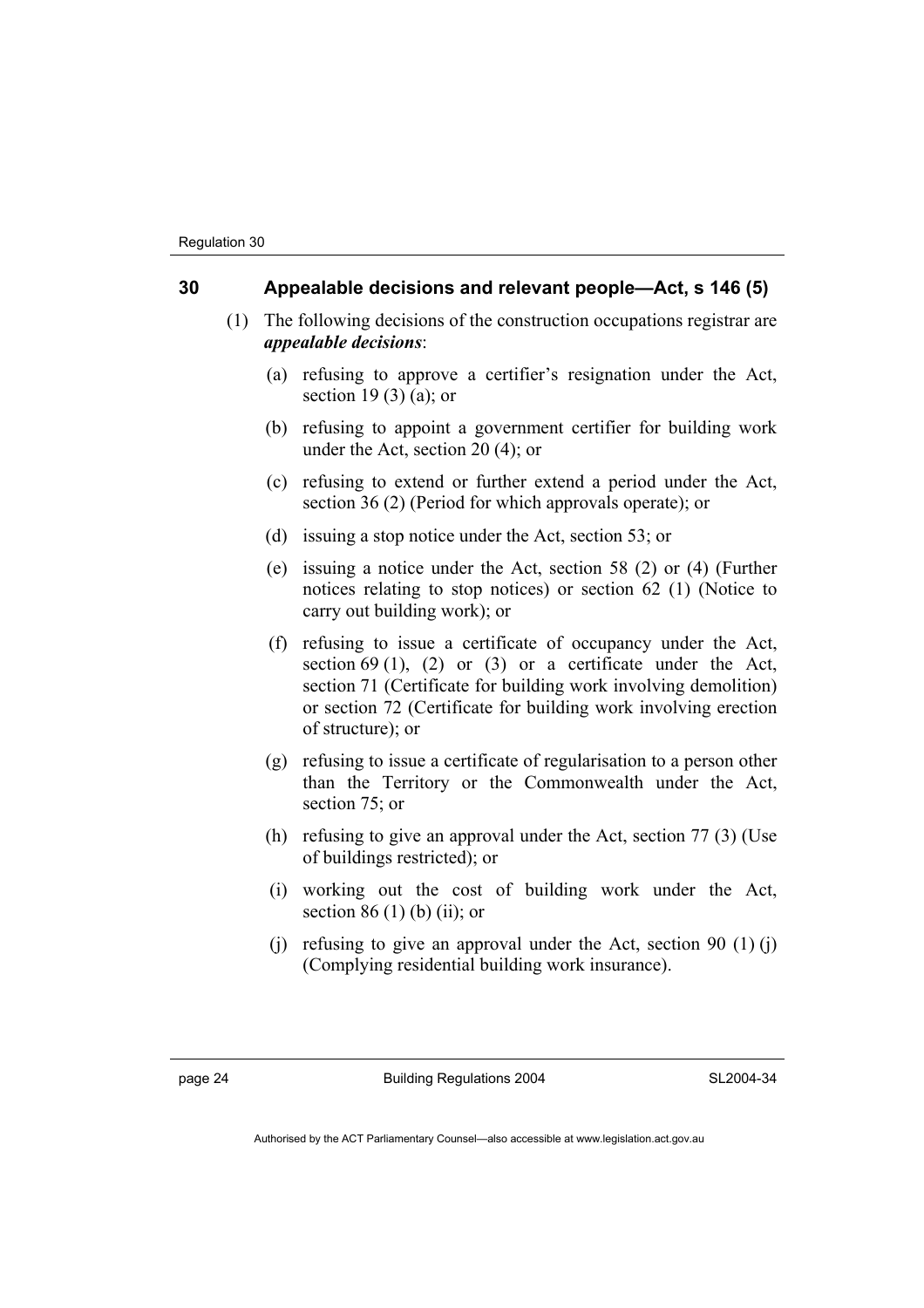## 30 Appealable decisions and relevant people—Act, s 146 (5)

(1) The following decisions of the construction occupations registrar are ***appealable decisions***:

(a) refusing to approve a certifier's resignation under the Act, section 19 (3) (a); or

(b) refusing to appoint a government certifier for building work under the Act, section 20 (4); or

(c) refusing to extend or further extend a period under the Act, section 36 (2) (Period for which approvals operate); or

(d) issuing a stop notice under the Act, section 53; or

(e) issuing a notice under the Act, section 58 (2) or (4) (Further notices relating to stop notices) or section 62 (1) (Notice to carry out building work); or

(f) refusing to issue a certificate of occupancy under the Act, section 69 (1), (2) or (3) or a certificate under the Act, section 71 (Certificate for building work involving demolition) or section 72 (Certificate for building work involving erection of structure); or

(g) refusing to issue a certificate of regularisation to a person other than the Territory or the Commonwealth under the Act, section 75; or

(h) refusing to give an approval under the Act, section 77 (3) (Use of buildings restricted); or

(i) working out the cost of building work under the Act, section 86 (1) (b) (ii); or

(j) refusing to give an approval under the Act, section 90 (1) (j) (Complying residential building work insurance).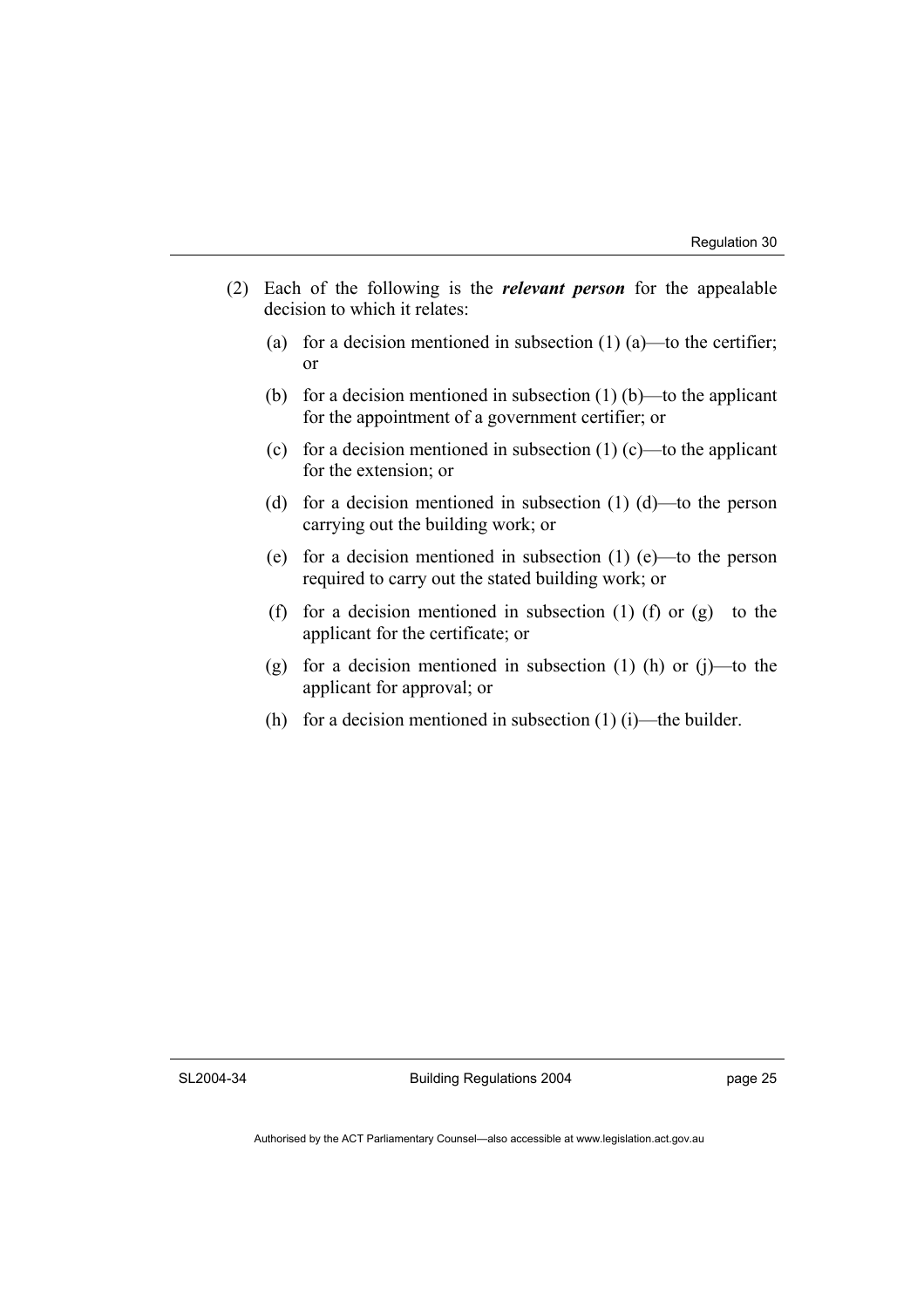(2) Each of the following is the ***relevant person*** for the appealable decision to which it relates:

(a) for a decision mentioned in subsection (1) (a)—to the certifier; or

(b) for a decision mentioned in subsection (1) (b)—to the applicant for the appointment of a government certifier; or

(c) for a decision mentioned in subsection (1) (c)—to the applicant for the extension; or

(d) for a decision mentioned in subsection (1) (d)—to the person carrying out the building work; or

(e) for a decision mentioned in subsection (1) (e)—to the person required to carry out the stated building work; or

(f) for a decision mentioned in subsection (1) (f) or (g) to the applicant for the certificate; or

(g) for a decision mentioned in subsection (1) (h) or (j)—to the applicant for approval; or

(h) for a decision mentioned in subsection (1) (i)—the builder.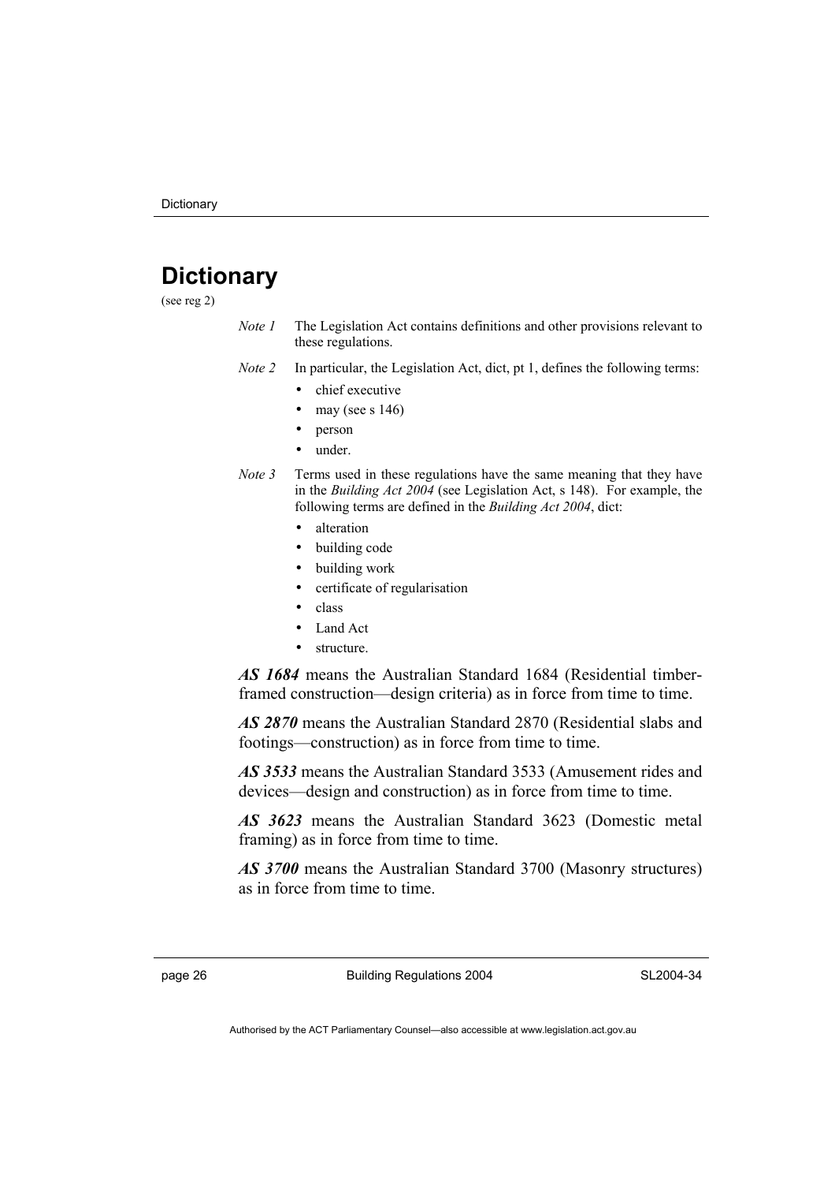# Dictionary

(see reg 2)

*Note 1* The Legislation Act contains definitions and other provisions relevant to these regulations.

*Note 2* In particular, the Legislation Act, dict, pt 1, defines the following terms:

- chief executive
- may (see s 146)
- person
- under.

*Note 3* Terms used in these regulations have the same meaning that they have in the *Building Act 2004* (see Legislation Act, s 148). For example, the following terms are defined in the *Building Act 2004*, dict:

- alteration
- building code
- building work
- certificate of regularisation
- class
- Land Act
- structure.

***AS 1684*** means the Australian Standard 1684 (Residential timber-framed construction—design criteria) as in force from time to time.

***AS 2870*** means the Australian Standard 2870 (Residential slabs and footings—construction) as in force from time to time.

***AS 3533*** means the Australian Standard 3533 (Amusement rides and devices—design and construction) as in force from time to time.

***AS 3623*** means the Australian Standard 3623 (Domestic metal framing) as in force from time to time.

***AS 3700*** means the Australian Standard 3700 (Masonry structures) as in force from time to time.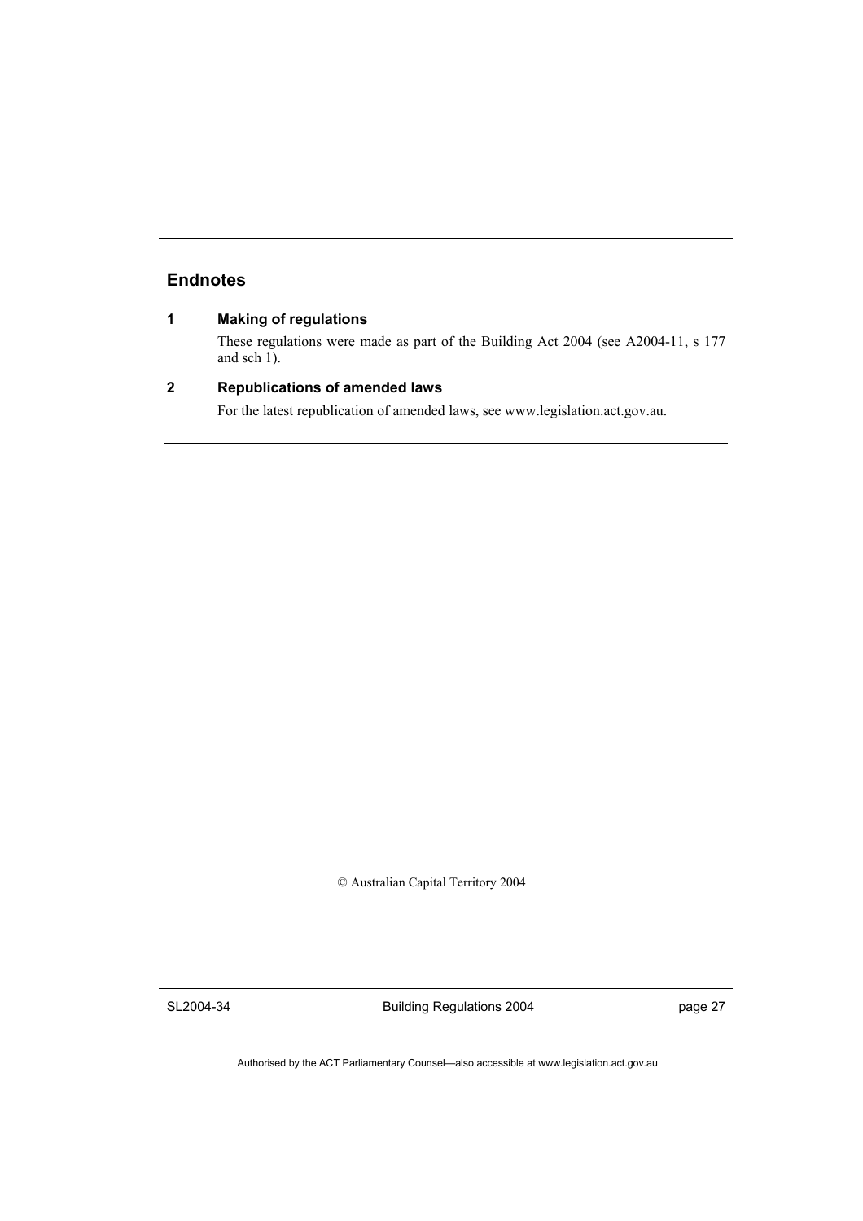## Endnotes

### 1 Making of regulations

These regulations were made as part of the Building Act 2004 (see A2004-11, s 177 and sch 1).

### 2 Republications of amended laws

For the latest republication of amended laws, see www.legislation.act.gov.au.

© Australian Capital Territory 2004